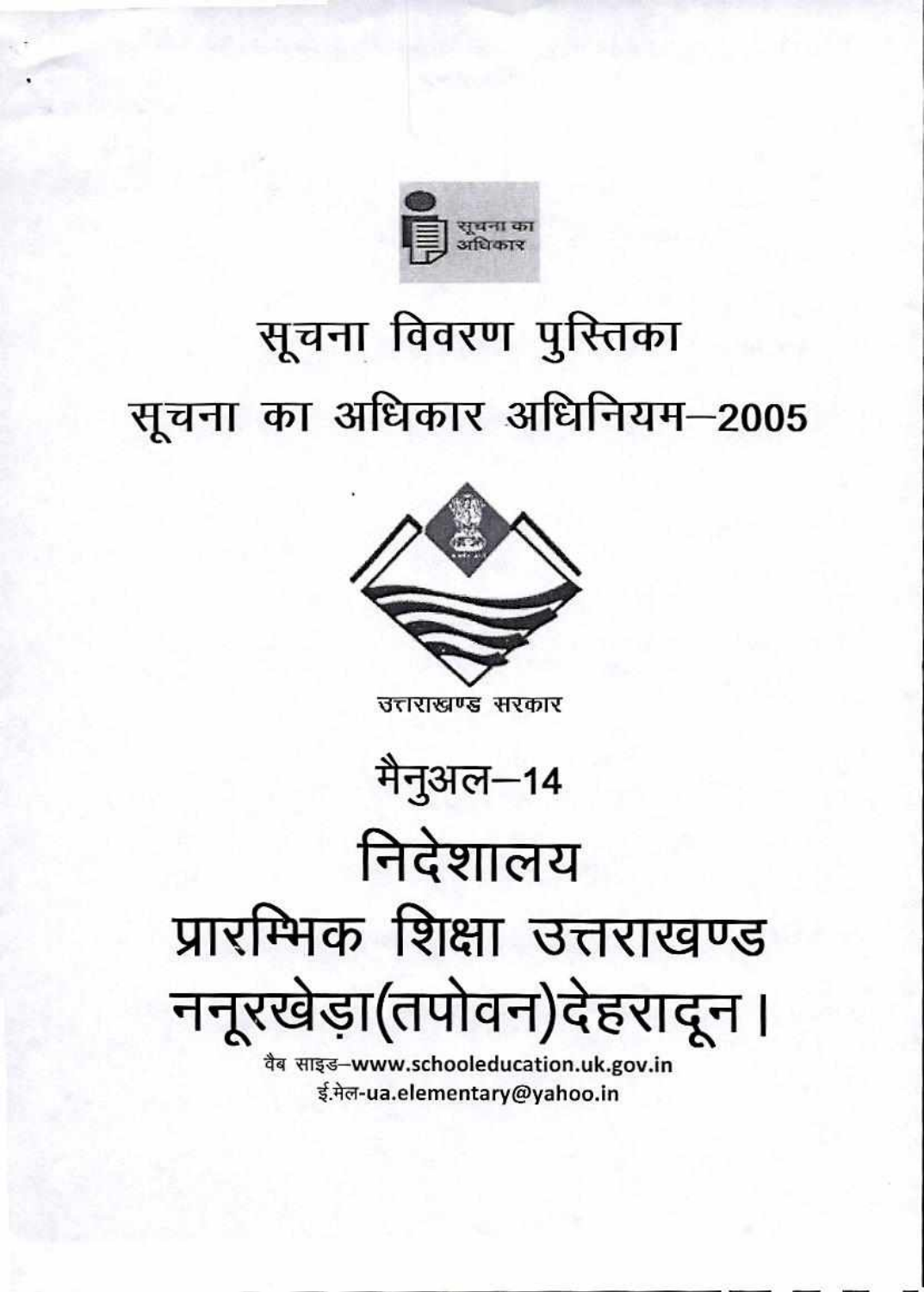सूचना का अधिकार

# सूचना विवरण पुस्तिका

# सूचना का अधिकार अधिनियम–2005

उत्तराखण्ड सरकार

## मैनुअल–14

# निदेशालय

# प्रारम्भिक शिक्षा उत्तराखण्ड

# ननूरखेड़ा(तपोवन)देहरादून।

वैब साइड–www.schooleducation.uk.gov.in

ई.मेल-ua.elementary@yahoo.in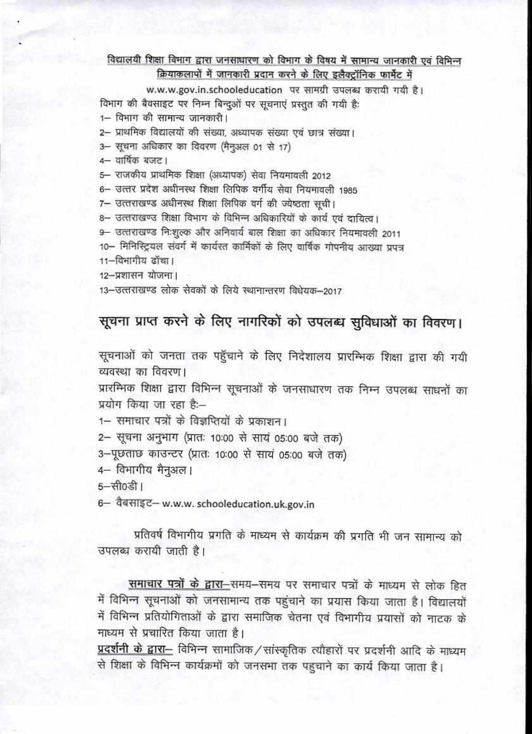<u>विद्यालयी शिक्षा विभाग द्वारा जनसाधारण को विभाग के विषय में सामान्य जानकारी एवं विभिन्न क्रियाकलापों में जानकारी प्रदान करने के लिए इलैक्ट्रॉनिक फार्मेट में</u>

w.w.w.gov.in.schooleducation पर सामग्री उपलब्ध करायी गयी है।

विभाग की वैबसाइट पर निम्न बिन्दुओं पर सूचनाएं प्रस्तुत की गयी है:

1– विभाग की सामान्य जानकारी।
2– प्राथमिक विद्यालयों की संख्या, अध्यापक संख्या एवं छात्र संख्या।
3– सूचना अधिकार का विवरण (मैनुअल 01 से 17)
4– वार्षिक बजट।
5– राजकीय प्राथमिक शिक्षा (अध्यापक) सेवा नियमावली 2012
6– उत्तर प्रदेश अधीनस्थ शिक्षा लिपिक वर्गीय सेवा नियमावली 1985
7– उत्तराखण्ड अधीनस्थ शिक्षा लिपिक वर्ग की ज्येष्ठता सूची।
8– उत्तराखण्ड शिक्षा विभाग के विभिन्न अधिकारियों के कार्य एवं दायित्व।
9– उत्तराखण्ड निःशुल्क और अनिवार्य बाल शिक्षा का अधिकार नियमावली 2011
10– मिनिस्ट्रियल संवर्ग में कार्यरत कार्मिकों के लिए वार्षिक गोपनीय आख्या प्रपत्र
11–विभागीय ढॉचा।
12–प्रशासन योजना।
13–उत्तराखण्ड लोक सेवकों के लिये स्थानान्तरण विधेयक–2017

## सूचना प्राप्त करने के लिए नागरिकों को उपलब्ध सुविधाओं का विवरण।

सूचनाओं को जनता तक पहुँचाने के लिए निदेशालय प्रारम्भिक शिक्षा द्वारा की गयी व्यवस्था का विवरण।

प्रारम्भिक शिक्षा द्वारा विभिन्न सूचनाओं के जनसाधारण तक निम्न उपलब्ध साधनों का प्रयोग किया जा रहा है:–

1– समाचार पत्रों के विज्ञप्तियों के प्रकाशन।
2– सूचना अनुभाग (प्रातः 10:00 से सायं 05:00 बजे तक)
3–पूछताछ काउन्टर (प्रातः 10:00 से सायं 05:00 बजे तक)
4– विभागीय मैनुअल।
5–सी0डी।
6– वैबसाइट– w.w.w. schooleducation.uk.gov.in

प्रतिवर्ष विभागीय प्रगति के माध्यम से कार्यक्रम की प्रगति भी जन सामान्य को उपलब्ध करायी जाती है।

<u>समाचार पत्रों के द्वारा</u>–समय–समय पर समाचार पत्रों के माध्यम से लोक हित में विभिन्न सूचनाओं को जनसामान्य तक पहुंचाने का प्रयास किया जाता है। विद्यालयों में विभिन्न प्रतियोगिताओं के द्वारा समाजिक चेतना एवं विभागीय प्रयासों को नाटक के माध्यम से प्रचारित किया जाता है।

<u>प्रदर्शनी के द्वारा</u>– विभिन्न सामाजिक/सांस्कृतिक त्यौहारों पर प्रदर्शनी आदि के माध्यम से शिक्षा के विभिन्न कार्यक्रमों को जनसभा तक पहुचाने का कार्य किया जाता है।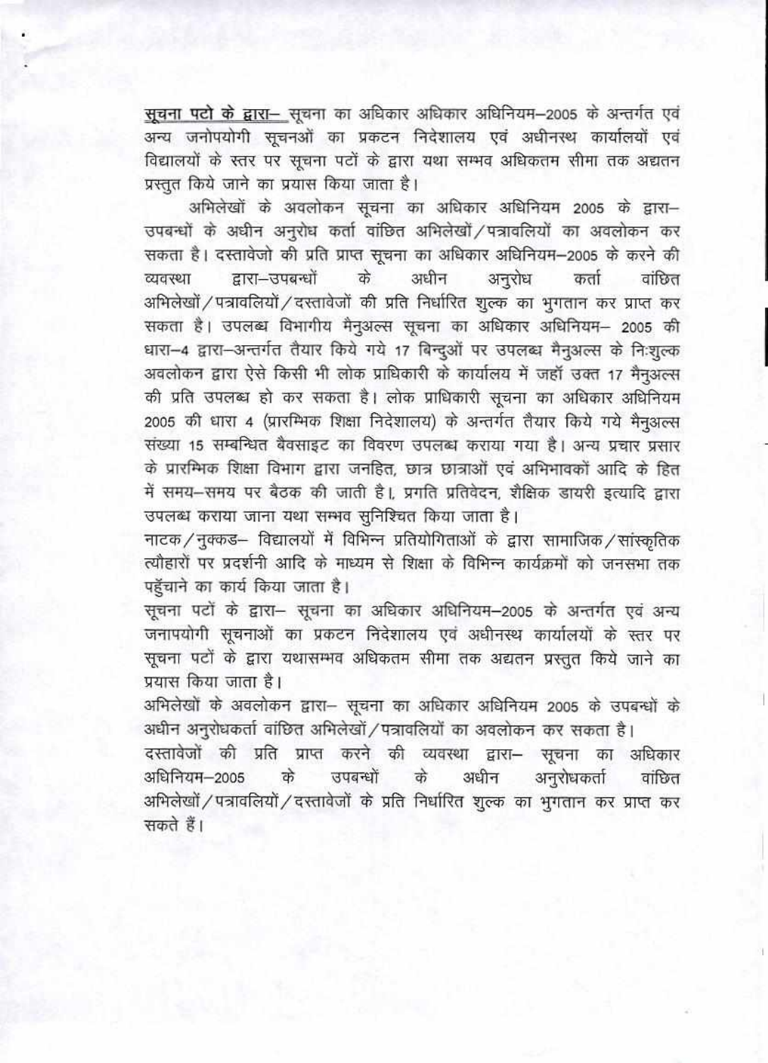**सूचना पटो के द्वारा–** सूचना का अधिकार अधिकार अधिनियम–2005 के अन्तर्गत एवं अन्य जनोपयोगी सूचनओं का प्रकटन निदेशालय एवं अधीनस्थ कार्यालयों एवं विद्यालयों के स्तर पर सूचना पटों के द्वारा यथा सम्भव अधिकतम सीमा तक अद्यतन प्रस्तुत किये जाने का प्रयास किया जाता है।

अभिलेखों के अवलोकन सूचना का अधिकार अधिनियम 2005 के द्वारा–उपबन्धों के अधीन अनुरोध कर्ता वांछित अभिलेखों/पत्रावलियों का अवलोकन कर सकता है। दस्तावेजो की प्रति प्राप्त सूचना का अधिकार अधिनियम–2005 के करने की व्यवस्था द्वारा–उपबन्धों के अधीन अनुरोध कर्ता वांछित अभिलेखों/पत्रावलियों/दस्तावेजों की प्रति निर्धारित शुल्क का भुगतान कर प्राप्त कर सकता है। उपलब्ध विभागीय मैनुअल्स सूचना का अधिकार अधिनियम– 2005 की धारा–4 द्वारा–अन्तर्गत तैयार किये गये 17 बिन्दुओं पर उपलब्ध मैनुअल्स के निःशुल्क अवलोकन द्वारा ऐसे किसी भी लोक प्राधिकारी के कार्यालय में जहाँ उक्त 17 मैनुअल्स की प्रति उपलब्ध हो कर सकता है। लोक प्राधिकारी सूचना का अधिकार अधिनियम 2005 की धारा 4 (प्रारम्भिक शिक्षा निदेशालय) के अन्तर्गत तैयार किये गये मैनुअल्स संख्या 15 सम्बन्धित बैवसाइट का विवरण उपलब्ध कराया गया है। अन्य प्रचार प्रसार के प्रारम्भिक शिक्षा विभाग द्वारा जनहित, छात्र छात्राओं एवं अभिभावकों आदि के हित में समय–समय पर बैठक की जाती है।, प्रगति प्रतिवेदन, शैक्षिक डायरी इत्यादि द्वारा उपलब्ध कराया जाना यथा सम्भव सुनिश्चित किया जाता है।

नाटक/नुक्कड– विद्यालयों में विभिन्न प्रतियोगिताओं के द्वारा सामाजिक/सांस्कृतिक त्यौहारों पर प्रदर्शनी आदि के माध्यम से शिक्षा के विभिन्न कार्यक्रमों को जनसभा तक पहुँचाने का कार्य किया जाता है।

सूचना पटों के द्वारा– सूचना का अधिकार अधिनियम–2005 के अन्तर्गत एवं अन्य जनापयोगी सूचनाओं का प्रकटन निदेशालय एवं अधीनस्थ कार्यालयों के स्तर पर सूचना पटों के द्वारा यथासम्भव अधिकतम सीमा तक अद्यतन प्रस्तुत किये जाने का प्रयास किया जाता है।

अभिलेखों के अवलोकन द्वारा– सूचना का अधिकार अधिनियम 2005 के उपबन्धों के अधीन अनुरोधकर्ता वांछित अभिलेखों/पत्रावलियों का अवलोकन कर सकता है।

दस्तावेजों की प्रति प्राप्त करने की व्यवस्था द्वारा– सूचना का अधिकार अधिनियम–2005 के उपबन्धों के अधीन अनुरोधकर्ता वांछित अभिलेखों/पत्रावलियों/दस्तावेजों के प्रति निर्धारित शुल्क का भुगतान कर प्राप्त कर सकते हैं।